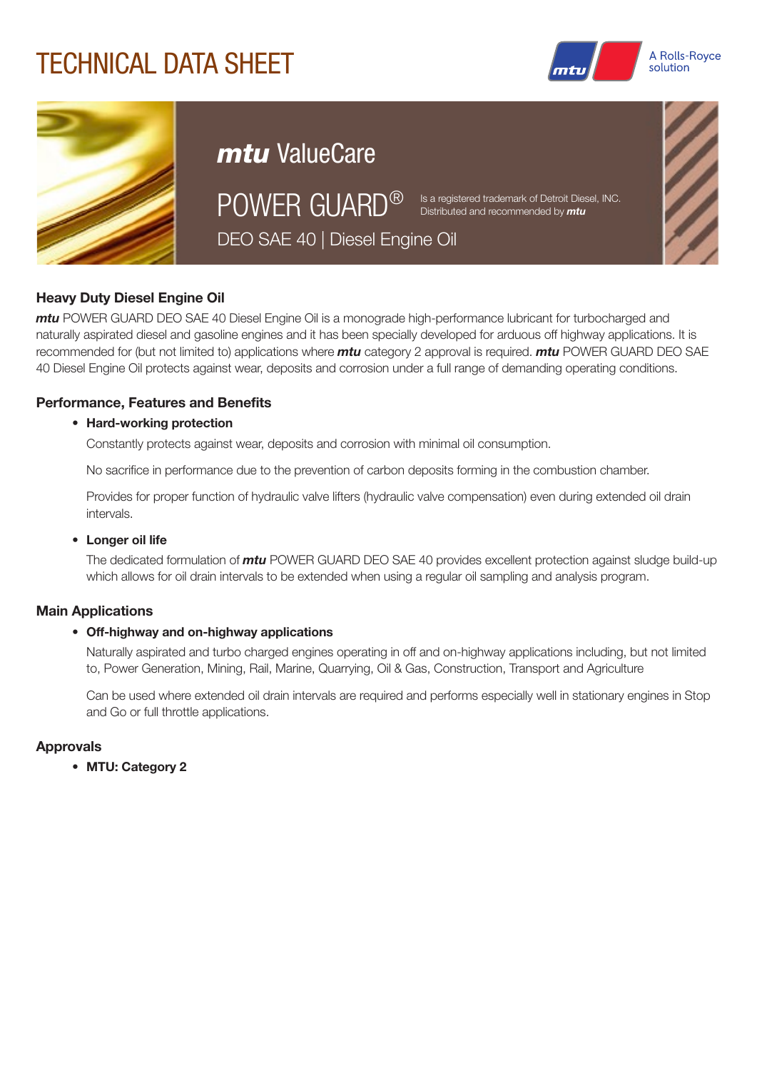# TECHNICAL DATA SHEET

A Rolls-Royce solution

## *mtu* ValueCare

## POWER GUARD®

Is a registered trademark of Detroit Diesel, INC.
Distributed and recommended by ***mtu***

DEO SAE 40 | Diesel Engine Oil

### Heavy Duty Diesel Engine Oil

***mtu*** POWER GUARD DEO SAE 40 Diesel Engine Oil is a monograde high-performance lubricant for turbocharged and naturally aspirated diesel and gasoline engines and it has been specially developed for arduous off highway applications. It is recommended for (but not limited to) applications where ***mtu*** category 2 approval is required. ***mtu*** POWER GUARD DEO SAE 40 Diesel Engine Oil protects against wear, deposits and corrosion under a full range of demanding operating conditions.

### Performance, Features and Benefits

- **Hard-working protection**

  Constantly protects against wear, deposits and corrosion with minimal oil consumption.

  No sacrifice in performance due to the prevention of carbon deposits forming in the combustion chamber.

  Provides for proper function of hydraulic valve lifters (hydraulic valve compensation) even during extended oil drain intervals.

- **Longer oil life**

  The dedicated formulation of ***mtu*** POWER GUARD DEO SAE 40 provides excellent protection against sludge build-up which allows for oil drain intervals to be extended when using a regular oil sampling and analysis program.

### Main Applications

- **Off-highway and on-highway applications**

  Naturally aspirated and turbo charged engines operating in off and on-highway applications including, but not limited to, Power Generation, Mining, Rail, Marine, Quarrying, Oil & Gas, Construction, Transport and Agriculture

  Can be used where extended oil drain intervals are required and performs especially well in stationary engines in Stop and Go or full throttle applications.

### Approvals

- **MTU: Category 2**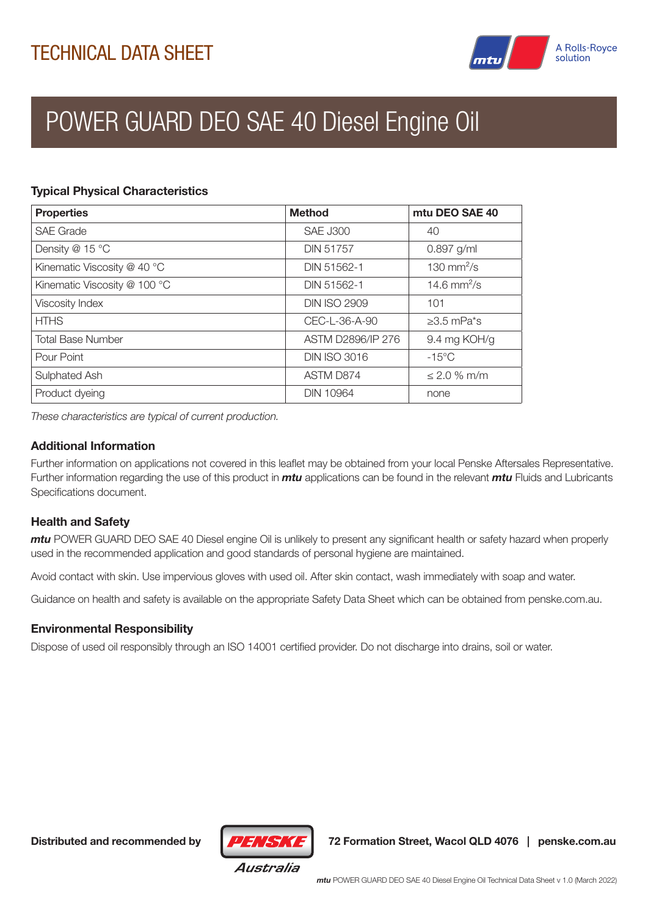# TECHNICAL DATA SHEET

# POWER GUARD DEO SAE 40 Diesel Engine Oil

### Typical Physical Characteristics

| Properties | Method | mtu DEO SAE 40 |
|---|---|---|
| SAE Grade | SAE J300 | 40 |
| Density @ 15 °C | DIN 51757 | 0.897 g/ml |
| Kinematic Viscosity @ 40 °C | DIN 51562-1 | 130 $mm^2/s$ |
| Kinematic Viscosity @ 100 °C | DIN 51562-1 | 14.6 $mm^2/s$ |
| Viscosity Index | DIN ISO 2909 | 101 |
| HTHS | CEC-L-36-A-90 | ≥3.5 mPa*s |
| Total Base Number | ASTM D2896/IP 276 | 9.4 mg KOH/g |
| Pour Point | DIN ISO 3016 | -15°C |
| Sulphated Ash | ASTM D874 | ≤ 2.0 % m/m |
| Product dyeing | DIN 10964 | none |

*These characteristics are typical of current production.*

### Additional Information

Further information on applications not covered in this leaflet may be obtained from your local Penske Aftersales Representative. Further information regarding the use of this product in ***mtu*** applications can be found in the relevant ***mtu*** Fluids and Lubricants Specifications document.

### Health and Safety

***mtu*** POWER GUARD DEO SAE 40 Diesel engine Oil is unlikely to present any significant health or safety hazard when properly used in the recommended application and good standards of personal hygiene are maintained.

Avoid contact with skin. Use impervious gloves with used oil. After skin contact, wash immediately with soap and water.

Guidance on health and safety is available on the appropriate Safety Data Sheet which can be obtained from penske.com.au.

### Environmental Responsibility

Dispose of used oil responsibly through an ISO 14001 certified provider. Do not discharge into drains, soil or water.

**Distributed and recommended by** PENSKE Australia **72 Formation Street, Wacol QLD 4076 | penske.com.au**

***mtu*** POWER GUARD DEO SAE 40 Diesel Engine Oil Technical Data Sheet v 1.0 (March 2022)